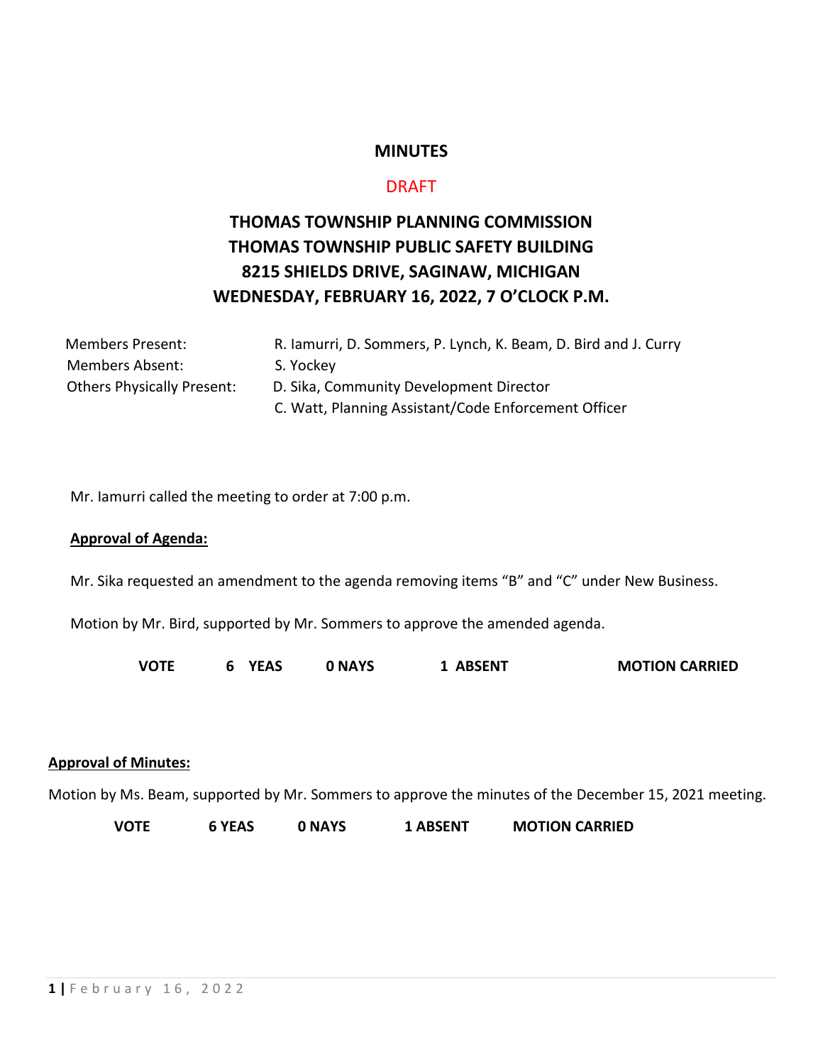# MINUTES

DRAFT

## THOMAS TOWNSHIP PLANNING COMMISSION
## THOMAS TOWNSHIP PUBLIC SAFETY BUILDING
## 8215 SHIELDS DRIVE, SAGINAW, MICHIGAN
## WEDNESDAY, FEBRUARY 16, 2022, 7 O'CLOCK P.M.

| | |
|---|---|
| Members Present: | R. Iamurri, D. Sommers, P. Lynch, K. Beam, D. Bird and J. Curry |
| Members Absent: | S. Yockey |
| Others Physically Present: | D. Sika, Community Development Director |
| | C. Watt, Planning Assistant/Code Enforcement Officer |

Mr. Iamurri called the meeting to order at 7:00 p.m.

**Approval of Agenda:**

Mr. Sika requested an amendment to the agenda removing items "B" and "C" under New Business.

Motion by Mr. Bird, supported by Mr. Sommers to approve the amended agenda.

**VOTE 6 YEAS 0 NAYS 1 ABSENT MOTION CARRIED**

**Approval of Minutes:**

Motion by Ms. Beam, supported by Mr. Sommers to approve the minutes of the December 15, 2021 meeting.

**VOTE 6 YEAS 0 NAYS 1 ABSENT MOTION CARRIED**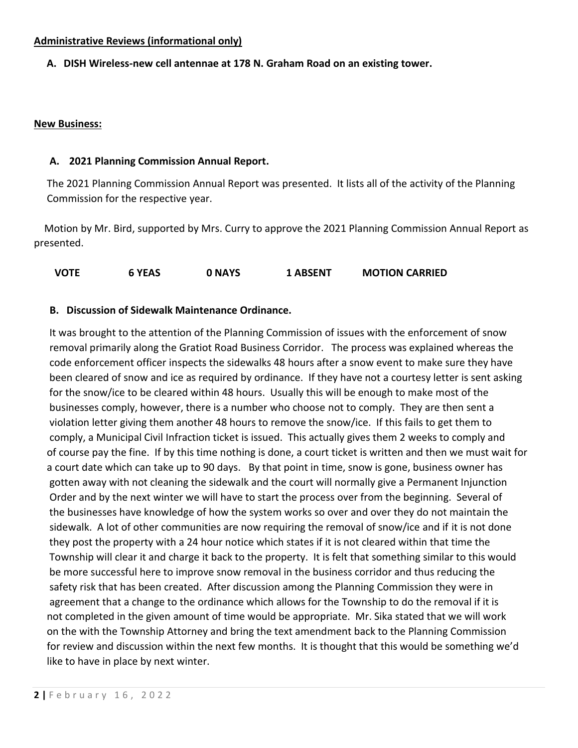**<u>Administrative Reviews (informational only)</u>**

**A. DISH Wireless-new cell antennae at 178 N. Graham Road on an existing tower.**

**<u>New Business:</u>**

**A. 2021 Planning Commission Annual Report.**

The 2021 Planning Commission Annual Report was presented. It lists all of the activity of the Planning Commission for the respective year.

Motion by Mr. Bird, supported by Mrs. Curry to approve the 2021 Planning Commission Annual Report as presented.

**VOTE 6 YEAS 0 NAYS 1 ABSENT MOTION CARRIED**

**B. Discussion of Sidewalk Maintenance Ordinance.**

It was brought to the attention of the Planning Commission of issues with the enforcement of snow removal primarily along the Gratiot Road Business Corridor. The process was explained whereas the code enforcement officer inspects the sidewalks 48 hours after a snow event to make sure they have been cleared of snow and ice as required by ordinance. If they have not a courtesy letter is sent asking for the snow/ice to be cleared within 48 hours. Usually this will be enough to make most of the businesses comply, however, there is a number who choose not to comply. They are then sent a violation letter giving them another 48 hours to remove the snow/ice. If this fails to get them to comply, a Municipal Civil Infraction ticket is issued. This actually gives them 2 weeks to comply and of course pay the fine. If by this time nothing is done, a court ticket is written and then we must wait for a court date which can take up to 90 days. By that point in time, snow is gone, business owner has gotten away with not cleaning the sidewalk and the court will normally give a Permanent Injunction Order and by the next winter we will have to start the process over from the beginning. Several of the businesses have knowledge of how the system works so over and over they do not maintain the sidewalk. A lot of other communities are now requiring the removal of snow/ice and if it is not done they post the property with a 24 hour notice which states if it is not cleared within that time the Township will clear it and charge it back to the property. It is felt that something similar to this would be more successful here to improve snow removal in the business corridor and thus reducing the safety risk that has been created. After discussion among the Planning Commission they were in agreement that a change to the ordinance which allows for the Township to do the removal if it is not completed in the given amount of time would be appropriate. Mr. Sika stated that we will work on the with the Township Attorney and bring the text amendment back to the Planning Commission for review and discussion within the next few months. It is thought that this would be something we'd like to have in place by next winter.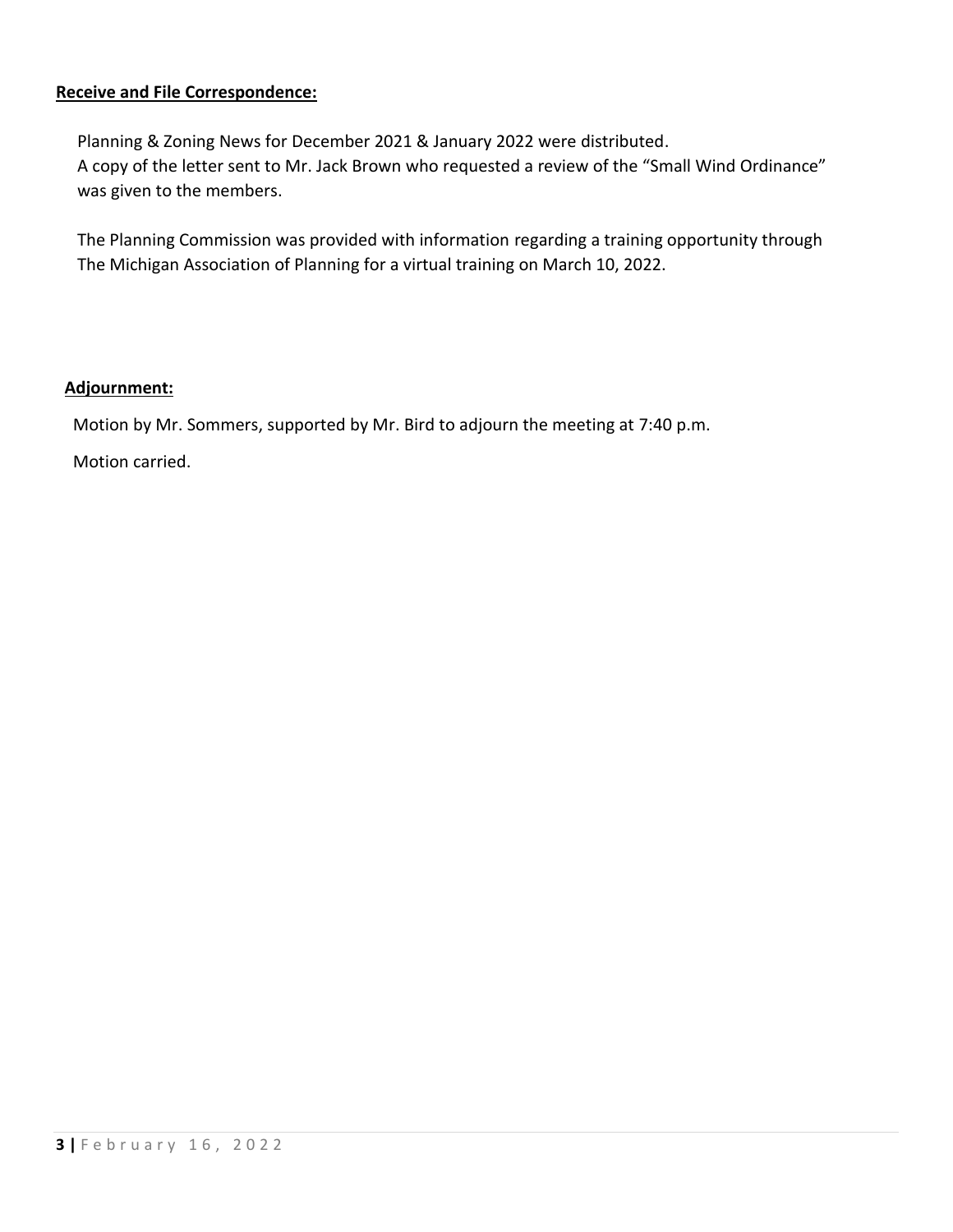**Receive and File Correspondence:**

Planning & Zoning News for December 2021 & January 2022 were distributed.
A copy of the letter sent to Mr. Jack Brown who requested a review of the "Small Wind Ordinance" was given to the members.

The Planning Commission was provided with information regarding a training opportunity through The Michigan Association of Planning for a virtual training on March 10, 2022.

**Adjournment:**

Motion by Mr. Sommers, supported by Mr. Bird to adjourn the meeting at 7:40 p.m.

Motion carried.